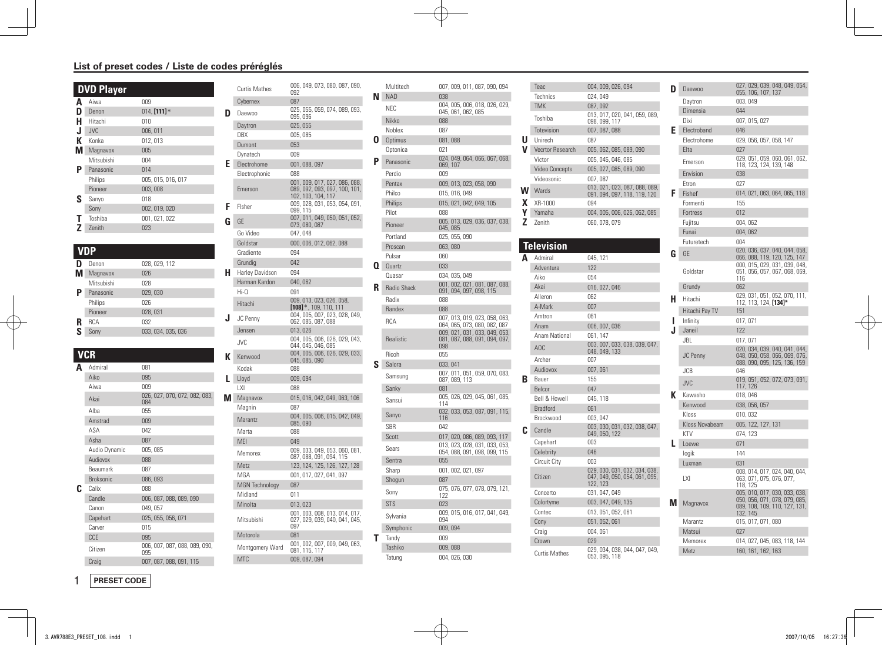## List of preset codes / Liste de codes préréglés

### DVD Player

| | Brand | Codes |
|---|---|---|
| A | Aiwa | 009 |
| D | Denon | 014, **[111]***  |
| H | Hitachi | 010 |
| J | JVC | 006, 011 |
| K | Konka | 012, 013 |
| M | Magnavox | 005 |
| | Mitsubishi | 004 |
| P | Panasonic | 014 |
| | Philips | 005, 015, 016, 017 |
| | Pioneer | 003, 008 |
| S | Sanyo | 018 |
| | Sony | 002, 019, 020 |
| T | Toshiba | 001, 021, 022 |
| Z | Zenith | 023 |

### VDP

| | Brand | Codes |
|---|---|---|
| D | Denon | 028, 029, 112 |
| M | Magnavox | 026 |
| | Mitsubishi | 028 |
| P | Panasonic | 029, 030 |
| | Philips | 026 |
| | Pioneer | 028, 031 |
| R | RCA | 032 |
| S | Sony | 033, 034, 035, 036 |

### VCR

| | Brand | Codes |
|---|---|---|
| A | Admiral | 081 |
| | Aiko | 095 |
| | Aiwa | 009 |
| | Akai | 026, 027, 070, 072, 082, 083, 084 |
| | Alba | 055 |
| | Amstrad | 009 |
| | ASA | 042 |
| | Asha | 087 |
| | Audio Dynamic | 005, 085 |
| | Audiovox | 088 |
| | Beaumark | 087 |
| | Broksonic | 086, 093 |
| C | Calix | 088 |
| | Candle | 006, 087, 088, 089, 090 |
| | Canon | 049, 057 |
| | Capehart | 025, 055, 056, 071 |
| | Carver | 015 |
| | CCE | 095 |
| | Citizen | 006, 007, 087, 088, 089, 090, 095 |
| | Craig | 007, 087, 088, 091, 115 |
| | Curtis Mathes | 006, 049, 073, 080, 087, 090, 092 |
| | Cybernex | 087 |
| D | Daewoo | 025, 055, 059, 074, 089, 093, 095, 096 |
| | Daytron | 025, 055 |
| | DBX | 005, 085 |
| | Dumont | 053 |
| | Dynatech | 009 |
| E | Electrohome | 001, 088, 097 |
| | Electrophonic | 088 |
| | Emerson | 001, 009, 017, 027, 086, 088, 089, 092, 093, 097, 100, 101, 102, 103, 104, 117 |
| F | Flsher | 009, 028, 031, 053, 054, 091, 099, 115 |
| G | GE | 007, 011, 049, 050, 051, 052, 073, 080, 087 |
| | Go Video | 047, 048 |
| | Goldstar | 000, 006, 012, 062, 088 |
| | Gradiente | 094 |
| | Grundig | 042 |
| H | Harley Davidson | 094 |
| | Harman Kardon | 040, 062 |
| | Hi-Q | 091 |
| | Hitachi | 009, 013, 023, 026, 058, **[108]***, 109, 110, 111 |
| J | JC Penny | 004, 005, 007, 023, 028, 049, 062, 085, 087, 088 |
| | Jensen | 013, 026 |
| | JVC | 004, 005, 006, 026, 029, 043, 044, 045, 046, 085 |
| K | Kenwood | 004, 005, 006, 026, 029, 033, 045, 085, 090 |
| | Kodak | 088 |
| L | Lloyd | 009, 094 |
| | LXI | 088 |
| M | Magnavox | 015, 016, 042, 049, 063, 106 |
| | Magnin | 087 |
| | Marantz | 004, 005, 006, 015, 042, 049, 085, 090 |
| | Marta | 088 |
| | MEI | 049 |
| | Memorex | 009, 033, 049, 053, 060, 081, 087, 088, 091, 094, 115 |
| | Metz | 123, 124, 125, 126, 127, 128 |
| | MGA | 001, 017, 027, 041, 097 |
| | MGN Technology | 087 |
| | Midland | 011 |
| | Minolta | 013, 023 |
| | Mitsubishi | 001, 003, 008, 013, 014, 017, 027, 029, 039, 040, 041, 045, 097 |
| | Motorola | 081 |
| | Montgomery Ward | 001, 002, 007, 009, 049, 063, 081, 115, 117 |
| | MTC | 009, 087, 094 |
| | Multitech | 007, 009, 011, 087, 090, 094 |
| N | NAD | 038 |
| | NEC | 004, 005, 006, 018, 026, 029, 045, 061, 062, 085 |
| | Nikko | 088 |
| | Noblex | 087 |
| O | Optimus | 081, 088 |
| | Optonica | 021 |
| P | Panasonic | 024, 049, 064, 066, 067, 068, 069, 107 |
| | Perdio | 009 |
| | Pentax | 009, 013, 023, 058, 090 |
| | Philco | 015, 016, 049 |
| | Philips | 015, 021, 042, 049, 105 |
| | Pilot | 088 |
| | Pioneer | 005, 013, 029, 036, 037, 038, 045, 085 |
| | Portland | 025, 055, 090 |
| | Proscan | 063, 080 |
| | Pulsar | 060 |
| Q | Quartz | 033 |
| | Quasar | 034, 035, 049 |
| R | Radio Shack | 001, 002, 021, 081, 087, 088, 091, 094, 097, 098, 115 |
| | Radix | 088 |
| | Randex | 088 |
| | RCA | 007, 013, 019, 023, 058, 063, 064, 065, 073, 080, 082, 087 |
| | Realistic | 009, 021, 031, 033, 049, 053, 081, 087, 088, 091, 094, 097, 098 |
| | Ricoh | 055 |
| S | Salora | 033, 041 |
| | Samsung | 007, 011, 051, 059, 070, 083, 087, 089, 113 |
| | Sanky | 081 |
| | Sansui | 005, 026, 029, 045, 061, 085, 114 |
| | Sanyo | 032, 033, 053, 087, 091, 115, 116 |
| | SBR | 042 |
| | Scott | 017, 020, 086, 089, 093, 117 |
| | Sears | 013, 023, 028, 031, 033, 053, 054, 088, 091, 098, 099, 115 |
| | Sentra | 055 |
| | Sharp | 001, 002, 021, 097 |
| | Shogun | 087 |
| | Sony | 075, 076, 077, 078, 079, 121, 122 |
| | STS | 023 |
| | Sylvania | 009, 015, 016, 017, 041, 049, 094 |
| | Symphonic | 009, 094 |
| T | Tandy | 009 |
| | Tashiko | 009, 088 |
| | Tatung | 004, 026, 030 |
| | Teac | 004, 009, 026, 094 |
| | Technics | 024, 049 |
| | TMK | 087, 092 |
| | Toshiba | 013, 017, 020, 041, 059, 089, 098, 099, 117 |
| | Totevision | 007, 087, 088 |
| U | Unirech | 087 |
| V | Vecrtor Research | 005, 062, 085, 089, 090 |
| | Victor | 005, 045, 046, 085 |
| | Video Concepts | 005, 027, 085, 089, 090 |
| | Videosonic | 007, 087 |
| W | Wards | 013, 021, 023, 087, 088, 089, 091, 094, 097, 118, 119, 120 |
| X | XR-1000 | 094 |
| Y | Yamaha | 004, 005, 006, 026, 062, 085 |
| Z | Zenith | 060, 078, 079 |

### Television

| | Brand | Codes |
|---|---|---|
| A | Admiral | 045, 121 |
| | Adventura | 122 |
| | Aiko | 054 |
| | Akai | 016, 027, 046 |
| | Alleron | 062 |
| | A-Mark | 007 |
| | Amtron | 061 |
| | Anam | 006, 007, 036 |
| | Anam National | 061, 147 |
| | AOC | 003, 007, 033, 038, 039, 047, 048, 049, 133 |
| | Archer | 007 |
| | Audiovox | 007, 061 |
| B | Bauer | 155 |
| | Belcor | 047 |
| | Bell & Howell | 045, 118 |
| | Bradford | 061 |
| | Brockwood | 003, 047 |
| C | Candle | 003, 030, 031, 032, 038, 047, 049, 050, 122 |
| | Capehart | 003 |
| | Celebrity | 046 |
| | Circuit City | 003 |
| | Citizen | 029, 030, 031, 032, 034, 038, 047, 049, 050, 054, 061, 095, 122, 123 |
| | Concerto | 031, 047, 049 |
| | Colortyme | 003, 047, 049, 135 |
| | Contec | 013, 051, 052, 061 |
| | Cony | 051, 052, 061 |
| | Craig | 004, 061 |
| | Crown | 029 |
| | Curtis Mathes | 029, 034, 038, 044, 047, 049, 053, 095, 118 |
| D | Daewoo | 027, 029, 039, 048, 049, 054, 055, 106, 107, 137 |
| | Daytron | 003, 049 |
| | Dimensia | 044 |
| | Dixi | 007, 015, 027 |
| E | Electroband | 046 |
| | Electrohome | 029, 056, 057, 058, 147 |
| | Elta | 027 |
| | Emerson | 029, 051, 059, 060, 061, 062, 118, 123, 124, 139, 148 |
| | Envision | 038 |
| | Etron | 027 |
| F | Fisher | 014, 021, 063, 064, 065, 118 |
| | Formenti | 155 |
| | Fortress | 012 |
| | Fujitsu | 004, 062 |
| | Funai | 004, 062 |
| | Futuretech | 004 |
| G | GE | 020, 036, 037, 040, 044, 058, 066, 088, 119, 120, 125, 147 |
| | Goldstar | 000, 015, 029, 031, 039, 048, 051, 056, 057, 067, 068, 069, 116 |
| | Grundy | 062 |
| H | Hitachi | 029, 031, 051, 052, 070, 111, 112, 113, 124, **[134]*** |
| | Hitachi Pay TV | 151 |
| I | Infinity | 017, 071 |
| J | Janeil | 122 |
| | JBL | 017, 071 |
| | JC Penny | 020, 034, 039, 040, 041, 044, 048, 050, 058, 066, 069, 076, 088, 090, 095, 125, 136, 159 |
| | JCB | 046 |
| | JVC | 019, 051, 052, 072, 073, 091, 117, 126 |
| K | Kawasho | 018, 046 |
| | Kenwood | 038, 056, 057 |
| | Kloss | 010, 032 |
| | Kloss Novabeam | 005, 122, 127, 131 |
| | KTV | 074, 123 |
| L | Loewe | 071 |
| | logik | 144 |
| | Luxman | 031 |
| | LXI | 008, 014, 017, 024, 040, 044, 063, 071, 075, 076, 077, 118, 125 |
| M | Magnavox | 005, 010, 017, 030, 033, 038, 050, 056, 071, 078, 079, 085, 089, 108, 109, 110, 127, 131, 132, 145 |
| | Marantz | 015, 017, 071, 080 |
| | Matsui | 027 |
| | Memorex | 014, 027, 045, 083, 118, 144 |
| | Metz | 160, 161, 162, 163 |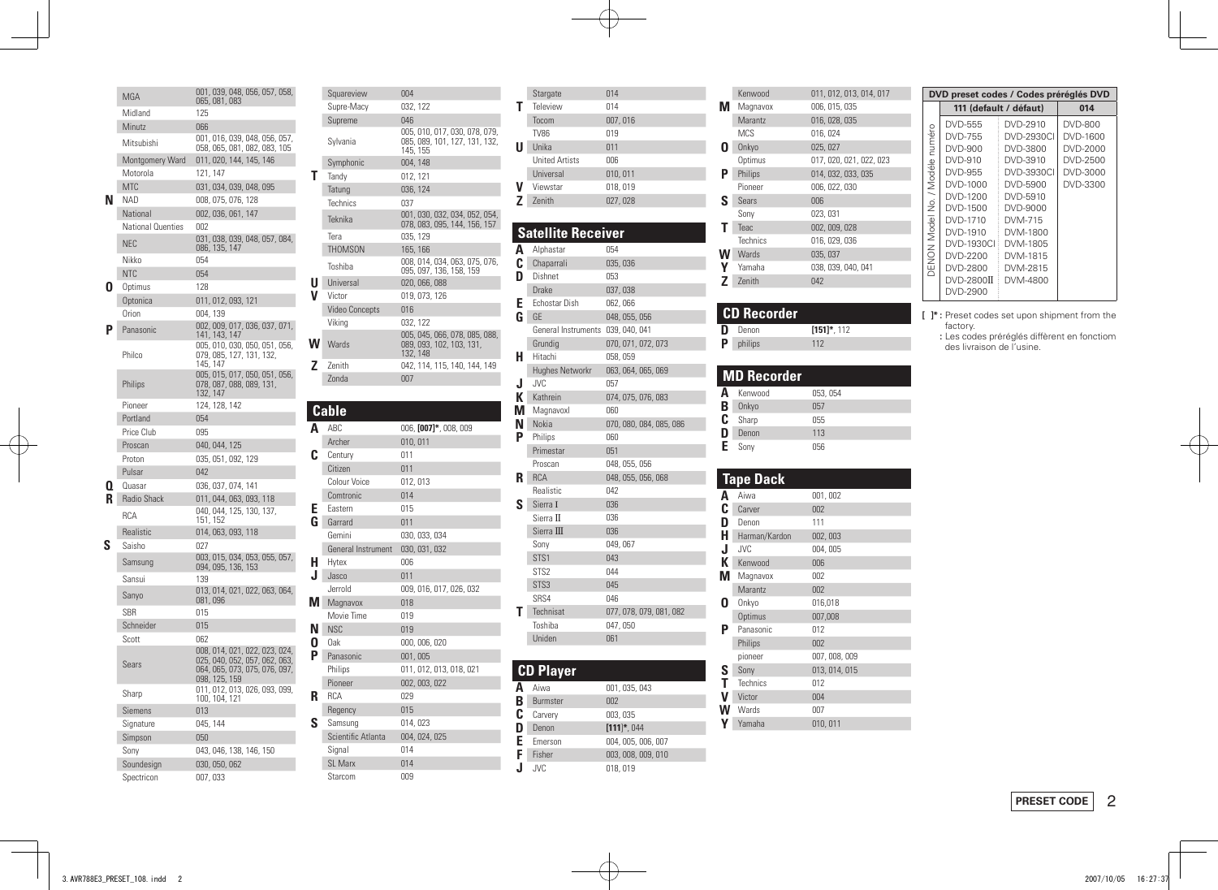| | | |
|---|---|---|
| | MGA | 001, 039, 048, 056, 057, 058, 065, 081, 083 |
| | Midland | 125 |
| | Minutz | 066 |
| | Mitsubishi | 001, 016, 039, 048, 056, 057, 058, 065, 081, 082, 083, 105 |
| | Montgomery Ward | 011, 020, 144, 145, 146 |
| | Motorola | 121, 147 |
| | MTC | 031, 034, 039, 048, 095 |
| N | NAD | 008, 075, 076, 128 |
| | National | 002, 036, 061, 147 |
| | National Quenties | 002 |
| | NEC | 031, 038, 039, 048, 057, 084, 086, 135, 147 |
| | Nikko | 054 |
| | NTC | 054 |
| O | Optimus | 128 |
| | Optonica | 011, 012, 093, 121 |
| | Orion | 004, 139 |
| P | Panasonic | 002, 009, 017, 036, 037, 071, 141, 143, 147 |
| | Philco | 005, 010, 030, 050, 051, 056, 079, 085, 127, 131, 132, 145, 147 |
| | Philips | 005, 015, 017, 050, 051, 056, 078, 087, 088, 089, 131, 132, 147 |
| | Pioneer | 124, 128, 142 |
| | Portland | 054 |
| | Price Club | 095 |
| | Proscan | 040, 044, 125 |
| | Proton | 035, 051, 092, 129 |
| | Pulsar | 042 |
| Q | Quasar | 036, 037, 074, 141 |
| R | Radio Shack | 011, 044, 063, 093, 118 |
| | RCA | 040, 044, 125, 130, 137, 151, 152 |
| | Realistic | 014, 063, 093, 118 |
| S | Saisho | 027 |
| | Samsung | 003, 015, 034, 053, 055, 057, 094, 095, 136, 153 |
| | Sansui | 139 |
| | Sanyo | 013, 014, 021, 022, 063, 064, 081, 096 |
| | SBR | 015 |
| | Schneider | 015 |
| | Scott | 062 |
| | Sears | 008, 014, 021, 022, 023, 024, 025, 040, 052, 057, 062, 063, 064, 065, 073, 075, 076, 097, 098, 125, 159 |
| | Sharp | 011, 012, 013, 026, 093, 099, 100, 104, 121 |
| | Siemens | 013 |
| | Signature | 045, 144 |
| | Simpson | 050 |
| | Sony | 043, 046, 138, 146, 150 |
| | Soundesign | 030, 050, 062 |
| | Spectricon | 007, 033 |
| | Squareview | 004 |
| | Supre-Macy | 032, 122 |
| | Supreme | 046 |
| | Sylvania | 005, 010, 017, 030, 078, 079, 085, 089, 101, 127, 131, 132, 145, 155 |
| | Symphonic | 004, 148 |
| T | Tandy | 012, 121 |
| | Tatung | 036, 124 |
| | Technics | 037 |
| | Teknika | 001, 030, 032, 034, 052, 054, 078, 083, 095, 144, 156, 157 |
| | Tera | 035, 129 |
| | THOMSON | 165, 166 |
| | Toshiba | 008, 014, 034, 063, 075, 076, 095, 097, 136, 158, 159 |
| U | Universal | 020, 066, 088 |
| V | Victor | 019, 073, 126 |
| | Video Concepts | 016 |
| | Viking | 032, 122 |
| W | Wards | 005, 045, 066, 078, 085, 088, 089, 093, 102, 103, 131, 132, 148 |
| Z | Zenith | 042, 114, 115, 140, 144, 149 |
| | Zonda | 007 |

## Cable

| | | |
|---|---|---|
| A | ABC | 006, **[007]***, 008, 009 |
| | Archer | 010, 011 |
| C | Century | 011 |
| | Citizen | 011 |
| | Colour Voice | 012, 013 |
| | Comtronic | 014 |
| E | Eastern | 015 |
| G | Garrard | 011 |
| | Gemini | 030, 033, 034 |
| | General Instrument | 030, 031, 032 |
| H | Hytex | 006 |
| J | Jasco | 011 |
| | Jerrold | 009, 016, 017, 026, 032 |
| M | Magnavox | 018 |
| | Movie Time | 019 |
| N | NSC | 019 |
| O | Oak | 000, 006, 020 |
| P | Panasonic | 001, 005 |
| | Philips | 011, 012, 013, 018, 021 |
| | Pioneer | 002, 003, 022 |
| R | RCA | 029 |
| | Regency | 015 |
| S | Samsung | 014, 023 |
| | Scientific Atlanta | 004, 024, 025 |
| | Signal | 014 |
| | SL Marx | 014 |
| | Starcom | 009 |
| | Stargate | 014 |
| T | Teleview | 014 |
| | Tocom | 007, 016 |
| | TV86 | 019 |
| U | Unika | 011 |
| | United Artists | 006 |
| | Universal | 010, 011 |
| V | Viewstar | 018, 019 |
| Z | Zenith | 027, 028 |

## Satellite Receiver

| | | |
|---|---|---|
| A | Alphastar | 054 |
| C | Chaparrali | 035, 036 |
| D | Dishnet | 053 |
| | Drake | 037, 038 |
| E | Echostar Dish | 062, 066 |
| G | GE | 048, 055, 056 |
| | General Instruments | 039, 040, 041 |
| | Grundig | 070, 071, 072, 073 |
| H | Hitachi | 058, 059 |
| | Hughes Networkr | 063, 064, 065, 069 |
| J | JVC | 057 |
| K | Kathrein | 074, 075, 076, 083 |
| M | Magnavoxl | 060 |
| N | Nokia | 070, 080, 084, 085, 086 |
| P | Philips | 060 |
| | Primestar | 051 |
| | Proscan | 048, 055, 056 |
| R | RCA | 048, 055, 056, 068 |
| | Realistic | 042 |
| S | Sierra I | 036 |
| | Sierra II | 036 |
| | Sierra III | 036 |
| | Sony | 049, 067 |
| | STS1 | 043 |
| | STS2 | 044 |
| | STS3 | 045 |
| | SRS4 | 046 |
| T | Technisat | 077, 078, 079, 081, 082 |
| | Toshiba | 047, 050 |
| | Uniden | 061 |

## CD Player

| | | |
|---|---|---|
| A | Aiwa | 001, 035, 043 |
| B | Burmster | 002 |
| C | Carvery | 003, 035 |
| D | Denon | **[111]***, 044 |
| E | Emerson | 004, 005, 006, 007 |
| F | Fisher | 003, 008, 009, 010 |
| J | JVC | 018, 019 |
| | Kenwood | 011, 012, 013, 014, 017 |
| M | Magnavox | 006, 015, 035 |
| | Marantz | 016, 028, 035 |
| | MCS | 016, 024 |
| O | Onkyo | 025, 027 |
| | Optimus | 017, 020, 021, 022, 023 |
| P | Philips | 014, 032, 033, 035 |
| | Pioneer | 006, 022, 030 |
| S | Sears | 006 |
| | Sony | 023, 031 |
| T | Teac | 002, 009, 028 |
| | Technics | 016, 029, 036 |
| W | Wards | 035, 037 |
| Y | Yamaha | 038, 039, 040, 041 |
| Z | Zenith | 042 |

## CD Recorder

| | | |
|---|---|---|
| D | Denon | **[151]***, 112 |
| P | philips | 112 |

## MD Recorder

| | | |
|---|---|---|
| A | Kenwood | 053, 054 |
| B | Onkyo | 057 |
| C | Sharp | 055 |
| D | Denon | 113 |
| E | Sony | 056 |

## Tape Dack

| | | |
|---|---|---|
| A | Aiwa | 001, 002 |
| C | Carver | 002 |
| D | Denon | 111 |
| H | Harman/Kardon | 002, 003 |
| J | JVC | 004, 005 |
| K | Kenwood | 006 |
| M | Magnavox | 002 |
| | Marantz | 002 |
| O | Onkyo | 016,018 |
| | Optimus | 007,008 |
| P | Panasonic | 012 |
| | Philips | 002 |
| | pioneer | 007, 008, 009 |
| S | Sony | 013, 014, 015 |
| T | Technics | 012 |
| V | Victor | 004 |
| W | Wards | 007 |
| Y | Yamaha | 010, 011 |

## DVD preset codes / Codes préréglés DVD

DENON Model No. / Modèle numéro

| 111 (default / défaut) | | 014 |
|---|---|---|
| DVD-555 | DVD-2910 | DVD-800 |
| DVD-755 | DVD-2930CI | DVD-1600 |
| DVD-900 | DVD-3800 | DVD-2000 |
| DVD-910 | DVD-3910 | DVD-2500 |
| DVD-955 | DVD-3930CI | DVD-3000 |
| DVD-1000 | DVD-5900 | DVD-3300 |
| DVD-1200 | DVD-5910 | |
| DVD-1500 | DVD-9000 | |
| DVD-1710 | DVM-715 | |
| DVD-1910 | DVM-1800 | |
| DVD-1930CI | DVM-1805 | |
| DVD-2200 | DVM-1815 | |
| DVD-2800 | DVM-2815 | |
| DVD-2800II | DVM-4800 | |
| DVD-2900 | | |

[ ]* : Preset codes set upon shipment from the factory.
: Les codes préréglés différent en fonctiom des livraison de l'usine.